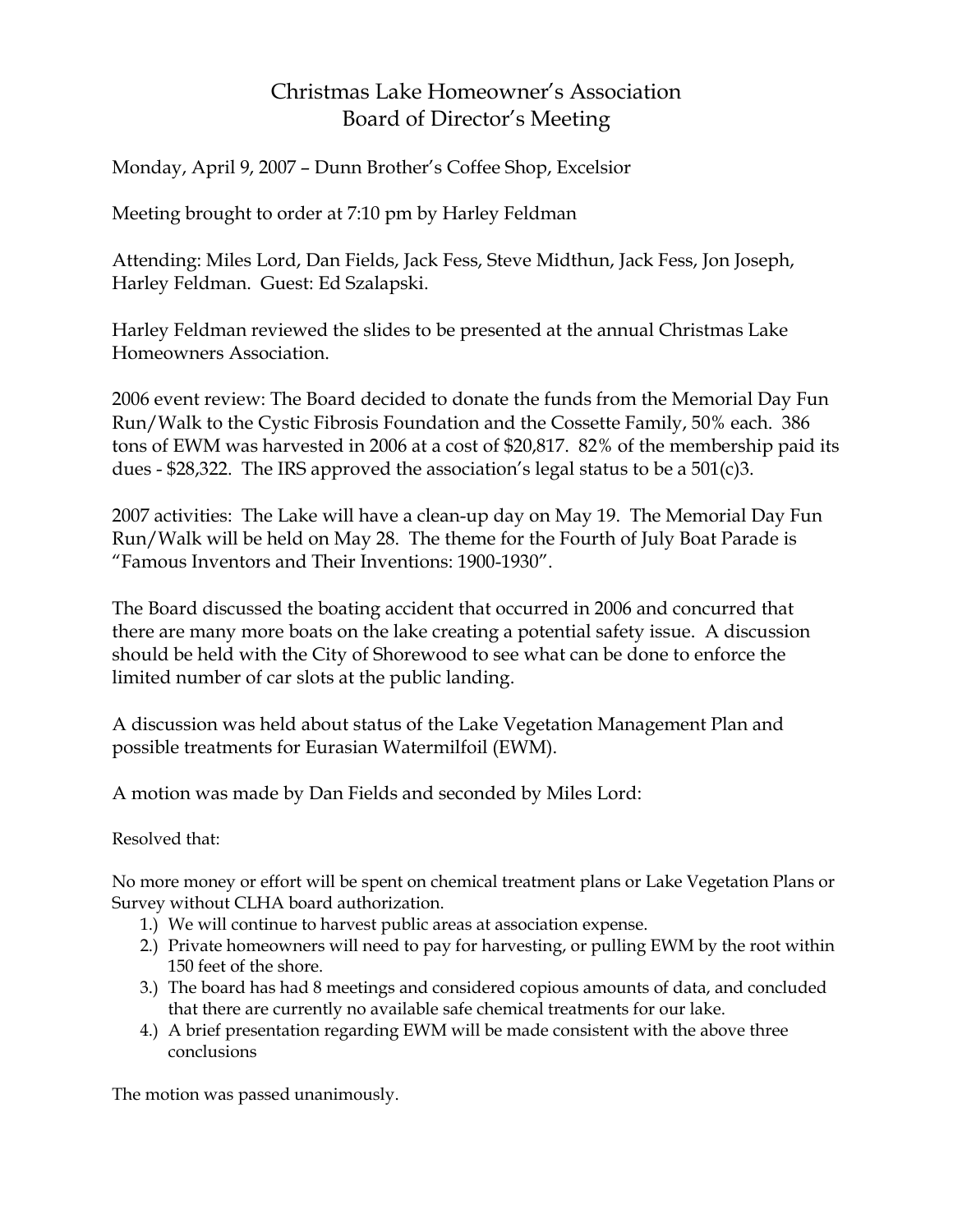# Christmas Lake Homeowner's Association
# Board of Director's Meeting

Monday, April 9, 2007 – Dunn Brother's Coffee Shop, Excelsior

Meeting brought to order at 7:10 pm by Harley Feldman

Attending: Miles Lord, Dan Fields, Jack Fess, Steve Midthun, Jack Fess, Jon Joseph, Harley Feldman. Guest: Ed Szalapski.

Harley Feldman reviewed the slides to be presented at the annual Christmas Lake Homeowners Association.

2006 event review: The Board decided to donate the funds from the Memorial Day Fun Run/Walk to the Cystic Fibrosis Foundation and the Cossette Family, 50% each. 386 tons of EWM was harvested in 2006 at a cost of $20,817. 82% of the membership paid its dues - $28,322. The IRS approved the association's legal status to be a 501(c)3.

2007 activities: The Lake will have a clean-up day on May 19. The Memorial Day Fun Run/Walk will be held on May 28. The theme for the Fourth of July Boat Parade is "Famous Inventors and Their Inventions: 1900-1930".

The Board discussed the boating accident that occurred in 2006 and concurred that there are many more boats on the lake creating a potential safety issue. A discussion should be held with the City of Shorewood to see what can be done to enforce the limited number of car slots at the public landing.

A discussion was held about status of the Lake Vegetation Management Plan and possible treatments for Eurasian Watermilfoil (EWM).

A motion was made by Dan Fields and seconded by Miles Lord:

Resolved that:

No more money or effort will be spent on chemical treatment plans or Lake Vegetation Plans or Survey without CLHA board authorization.

1.) We will continue to harvest public areas at association expense.
2.) Private homeowners will need to pay for harvesting, or pulling EWM by the root within 150 feet of the shore.
3.) The board has had 8 meetings and considered copious amounts of data, and concluded that there are currently no available safe chemical treatments for our lake.
4.) A brief presentation regarding EWM will be made consistent with the above three conclusions

The motion was passed unanimously.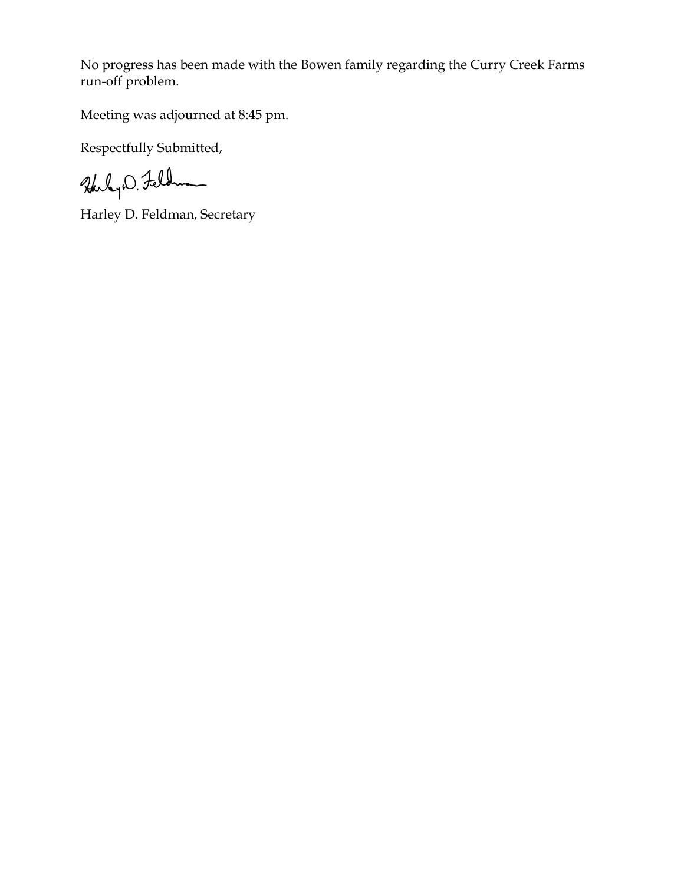No progress has been made with the Bowen family regarding the Curry Creek Farms run-off problem.

Meeting was adjourned at 8:45 pm.

Respectfully Submitted,

Harley D. Feldman

Harley D. Feldman, Secretary